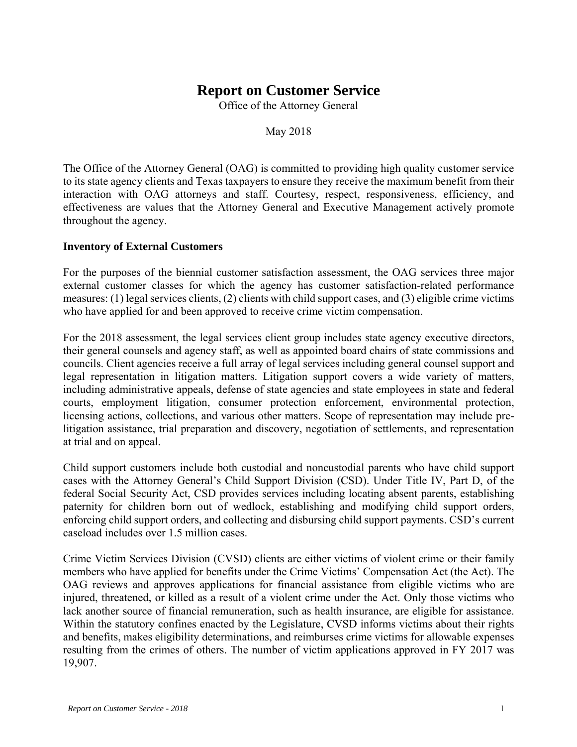# Report on Customer Service

Office of the Attorney General

May 2018

The Office of the Attorney General (OAG) is committed to providing high quality customer service to its state agency clients and Texas taxpayers to ensure they receive the maximum benefit from their interaction with OAG attorneys and staff. Courtesy, respect, responsiveness, efficiency, and effectiveness are values that the Attorney General and Executive Management actively promote throughout the agency.

## Inventory of External Customers

For the purposes of the biennial customer satisfaction assessment, the OAG services three major external customer classes for which the agency has customer satisfaction-related performance measures: (1) legal services clients, (2) clients with child support cases, and (3) eligible crime victims who have applied for and been approved to receive crime victim compensation.

For the 2018 assessment, the legal services client group includes state agency executive directors, their general counsels and agency staff, as well as appointed board chairs of state commissions and councils. Client agencies receive a full array of legal services including general counsel support and legal representation in litigation matters. Litigation support covers a wide variety of matters, including administrative appeals, defense of state agencies and state employees in state and federal courts, employment litigation, consumer protection enforcement, environmental protection, licensing actions, collections, and various other matters. Scope of representation may include pre-litigation assistance, trial preparation and discovery, negotiation of settlements, and representation at trial and on appeal.

Child support customers include both custodial and noncustodial parents who have child support cases with the Attorney General's Child Support Division (CSD). Under Title IV, Part D, of the federal Social Security Act, CSD provides services including locating absent parents, establishing paternity for children born out of wedlock, establishing and modifying child support orders, enforcing child support orders, and collecting and disbursing child support payments. CSD's current caseload includes over 1.5 million cases.

Crime Victim Services Division (CVSD) clients are either victims of violent crime or their family members who have applied for benefits under the Crime Victims' Compensation Act (the Act). The OAG reviews and approves applications for financial assistance from eligible victims who are injured, threatened, or killed as a result of a violent crime under the Act. Only those victims who lack another source of financial remuneration, such as health insurance, are eligible for assistance. Within the statutory confines enacted by the Legislature, CVSD informs victims about their rights and benefits, makes eligibility determinations, and reimburses crime victims for allowable expenses resulting from the crimes of others. The number of victim applications approved in FY 2017 was 19,907.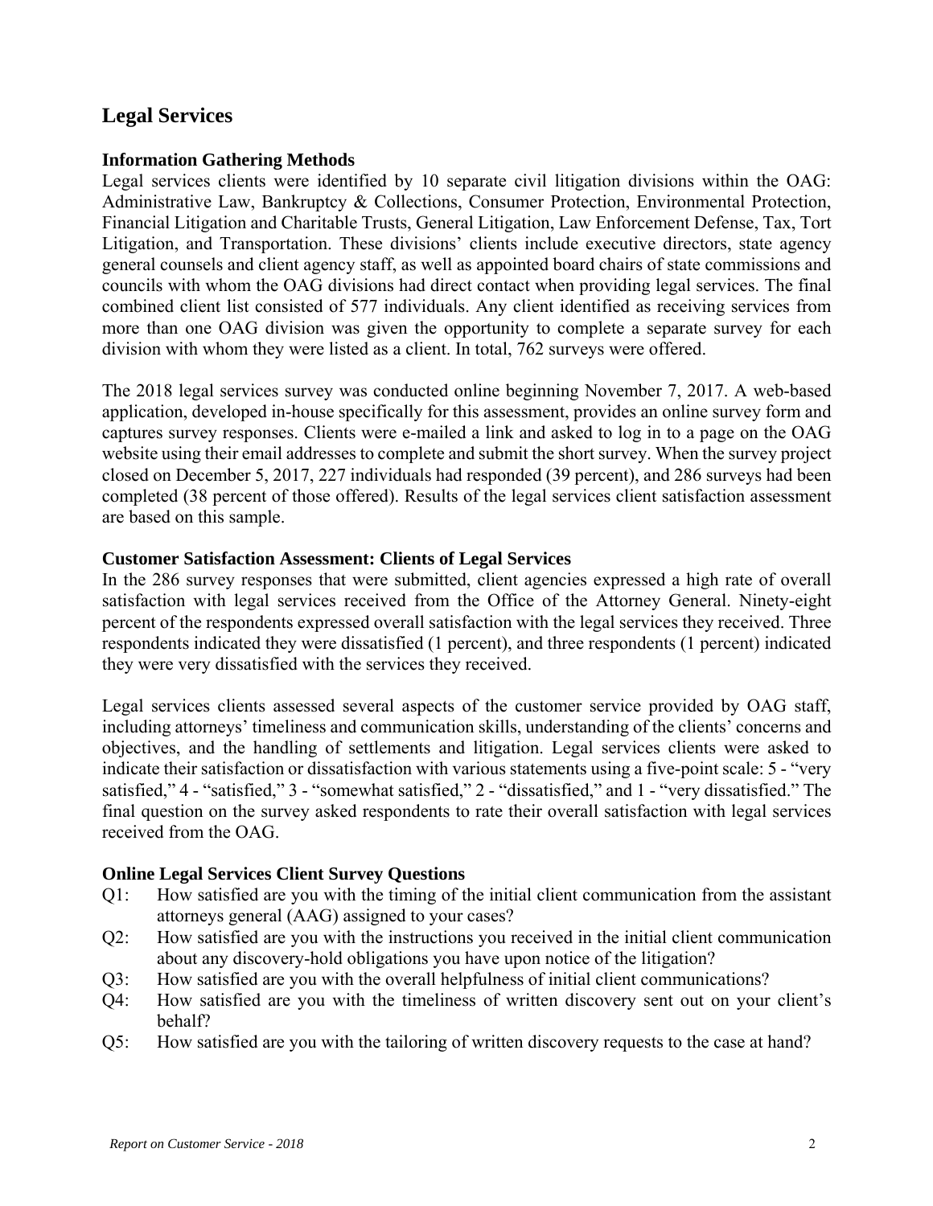## Legal Services

### Information Gathering Methods

Legal services clients were identified by 10 separate civil litigation divisions within the OAG: Administrative Law, Bankruptcy & Collections, Consumer Protection, Environmental Protection, Financial Litigation and Charitable Trusts, General Litigation, Law Enforcement Defense, Tax, Tort Litigation, and Transportation. These divisions' clients include executive directors, state agency general counsels and client agency staff, as well as appointed board chairs of state commissions and councils with whom the OAG divisions had direct contact when providing legal services. The final combined client list consisted of 577 individuals. Any client identified as receiving services from more than one OAG division was given the opportunity to complete a separate survey for each division with whom they were listed as a client. In total, 762 surveys were offered.

The 2018 legal services survey was conducted online beginning November 7, 2017. A web-based application, developed in-house specifically for this assessment, provides an online survey form and captures survey responses. Clients were e-mailed a link and asked to log in to a page on the OAG website using their email addresses to complete and submit the short survey. When the survey project closed on December 5, 2017, 227 individuals had responded (39 percent), and 286 surveys had been completed (38 percent of those offered). Results of the legal services client satisfaction assessment are based on this sample.

### Customer Satisfaction Assessment: Clients of Legal Services

In the 286 survey responses that were submitted, client agencies expressed a high rate of overall satisfaction with legal services received from the Office of the Attorney General. Ninety-eight percent of the respondents expressed overall satisfaction with the legal services they received. Three respondents indicated they were dissatisfied (1 percent), and three respondents (1 percent) indicated they were very dissatisfied with the services they received.

Legal services clients assessed several aspects of the customer service provided by OAG staff, including attorneys' timeliness and communication skills, understanding of the clients' concerns and objectives, and the handling of settlements and litigation. Legal services clients were asked to indicate their satisfaction or dissatisfaction with various statements using a five-point scale: 5 - "very satisfied," 4 - "satisfied," 3 - "somewhat satisfied," 2 - "dissatisfied," and 1 - "very dissatisfied." The final question on the survey asked respondents to rate their overall satisfaction with legal services received from the OAG.

### Online Legal Services Client Survey Questions

- Q1: How satisfied are you with the timing of the initial client communication from the assistant attorneys general (AAG) assigned to your cases?
- Q2: How satisfied are you with the instructions you received in the initial client communication about any discovery-hold obligations you have upon notice of the litigation?
- Q3: How satisfied are you with the overall helpfulness of initial client communications?
- Q4: How satisfied are you with the timeliness of written discovery sent out on your client's behalf?
- Q5: How satisfied are you with the tailoring of written discovery requests to the case at hand?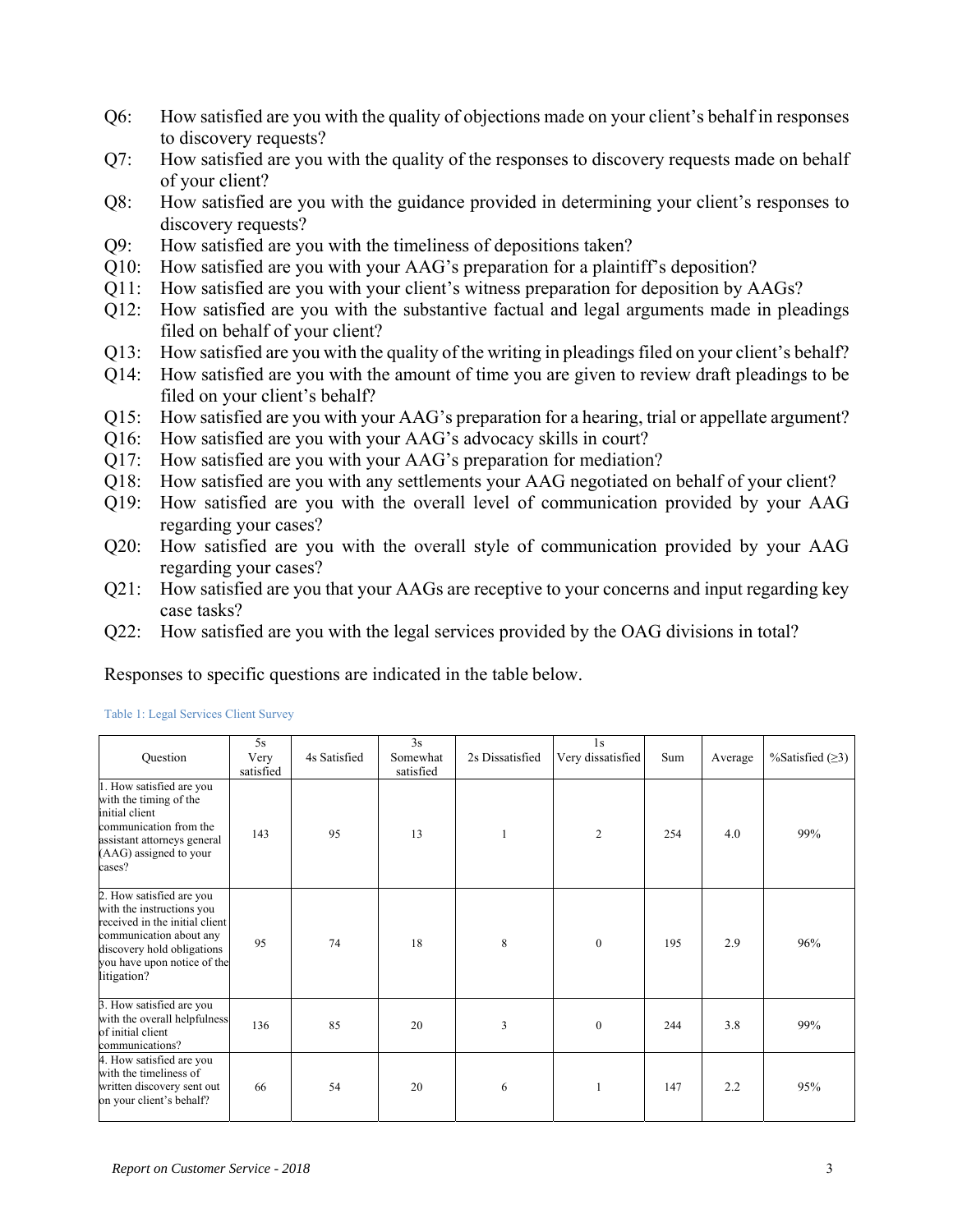Q6: How satisfied are you with the quality of objections made on your client's behalf in responses to discovery requests?

Q7: How satisfied are you with the quality of the responses to discovery requests made on behalf of your client?

Q8: How satisfied are you with the guidance provided in determining your client's responses to discovery requests?

Q9: How satisfied are you with the timeliness of depositions taken?

Q10: How satisfied are you with your AAG's preparation for a plaintiff's deposition?

Q11: How satisfied are you with your client's witness preparation for deposition by AAGs?

Q12: How satisfied are you with the substantive factual and legal arguments made in pleadings filed on behalf of your client?

Q13: How satisfied are you with the quality of the writing in pleadings filed on your client's behalf?

Q14: How satisfied are you with the amount of time you are given to review draft pleadings to be filed on your client's behalf?

Q15: How satisfied are you with your AAG's preparation for a hearing, trial or appellate argument?

Q16: How satisfied are you with your AAG's advocacy skills in court?

Q17: How satisfied are you with your AAG's preparation for mediation?

Q18: How satisfied are you with any settlements your AAG negotiated on behalf of your client?

Q19: How satisfied are you with the overall level of communication provided by your AAG regarding your cases?

Q20: How satisfied are you with the overall style of communication provided by your AAG regarding your cases?

Q21: How satisfied are you that your AAGs are receptive to your concerns and input regarding key case tasks?

Q22: How satisfied are you with the legal services provided by the OAG divisions in total?

Responses to specific questions are indicated in the table below.

Table 1: Legal Services Client Survey

| Question | 5s Very satisfied | 4s Satisfied | 3s Somewhat satisfied | 2s Dissatisfied | 1s Very dissatisfied | Sum | Average | %Satisfied (≥3) |
|---|---|---|---|---|---|---|---|---|
| 1. How satisfied are you with the timing of the initial client communication from the assistant attorneys general (AAG) assigned to your cases? | 143 | 95 | 13 | 1 | 2 | 254 | 4.0 | 99% |
| 2. How satisfied are you with the instructions you received in the initial client communication about any discovery hold obligations you have upon notice of the litigation? | 95 | 74 | 18 | 8 | 0 | 195 | 2.9 | 96% |
| 3. How satisfied are you with the overall helpfulness of initial client communications? | 136 | 85 | 20 | 3 | 0 | 244 | 3.8 | 99% |
| 4. How satisfied are you with the timeliness of written discovery sent out on your client's behalf? | 66 | 54 | 20 | 6 | 1 | 147 | 2.2 | 95% |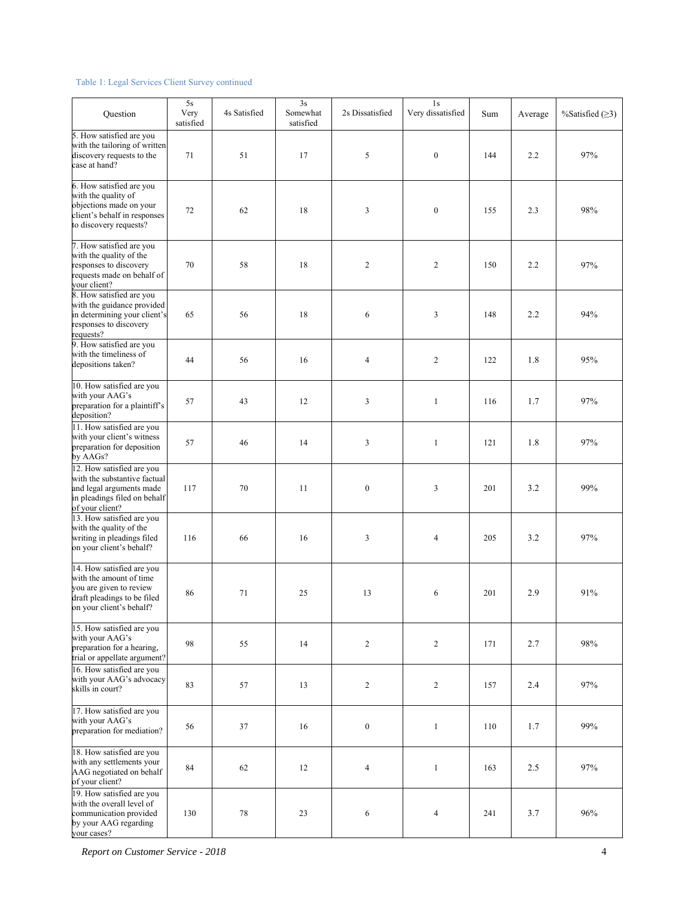Table 1: Legal Services Client Survey continued

| Question | 5s Very satisfied | 4s Satisfied | 3s Somewhat satisfied | 2s Dissatisfied | 1s Very dissatisfied | Sum | Average | %Satisfied (≥3) |
|---|---|---|---|---|---|---|---|---|
| 5. How satisfied are you with the tailoring of written discovery requests to the case at hand? | 71 | 51 | 17 | 5 | 0 | 144 | 2.2 | 97% |
| 6. How satisfied are you with the quality of objections made on your client's behalf in responses to discovery requests? | 72 | 62 | 18 | 3 | 0 | 155 | 2.3 | 98% |
| 7. How satisfied are you with the quality of the responses to discovery requests made on behalf of your client? | 70 | 58 | 18 | 2 | 2 | 150 | 2.2 | 97% |
| 8. How satisfied are you with the guidance provided in determining your client's responses to discovery requests? | 65 | 56 | 18 | 6 | 3 | 148 | 2.2 | 94% |
| 9. How satisfied are you with the timeliness of depositions taken? | 44 | 56 | 16 | 4 | 2 | 122 | 1.8 | 95% |
| 10. How satisfied are you with your AAG's preparation for a plaintiff's deposition? | 57 | 43 | 12 | 3 | 1 | 116 | 1.7 | 97% |
| 11. How satisfied are you with your client's witness preparation for deposition by AAGs? | 57 | 46 | 14 | 3 | 1 | 121 | 1.8 | 97% |
| 12. How satisfied are you with the substantive factual and legal arguments made in pleadings filed on behalf of your client? | 117 | 70 | 11 | 0 | 3 | 201 | 3.2 | 99% |
| 13. How satisfied are you with the quality of the writing in pleadings filed on your client's behalf? | 116 | 66 | 16 | 3 | 4 | 205 | 3.2 | 97% |
| 14. How satisfied are you with the amount of time you are given to review draft pleadings to be filed on your client's behalf? | 86 | 71 | 25 | 13 | 6 | 201 | 2.9 | 91% |
| 15. How satisfied are you with your AAG's preparation for a hearing, trial or appellate argument? | 98 | 55 | 14 | 2 | 2 | 171 | 2.7 | 98% |
| 16. How satisfied are you with your AAG's advocacy skills in court? | 83 | 57 | 13 | 2 | 2 | 157 | 2.4 | 97% |
| 17. How satisfied are you with your AAG's preparation for mediation? | 56 | 37 | 16 | 0 | 1 | 110 | 1.7 | 99% |
| 18. How satisfied are you with any settlements your AAG negotiated on behalf of your client? | 84 | 62 | 12 | 4 | 1 | 163 | 2.5 | 97% |
| 19. How satisfied are you with the overall level of communication provided by your AAG regarding your cases? | 130 | 78 | 23 | 6 | 4 | 241 | 3.7 | 96% |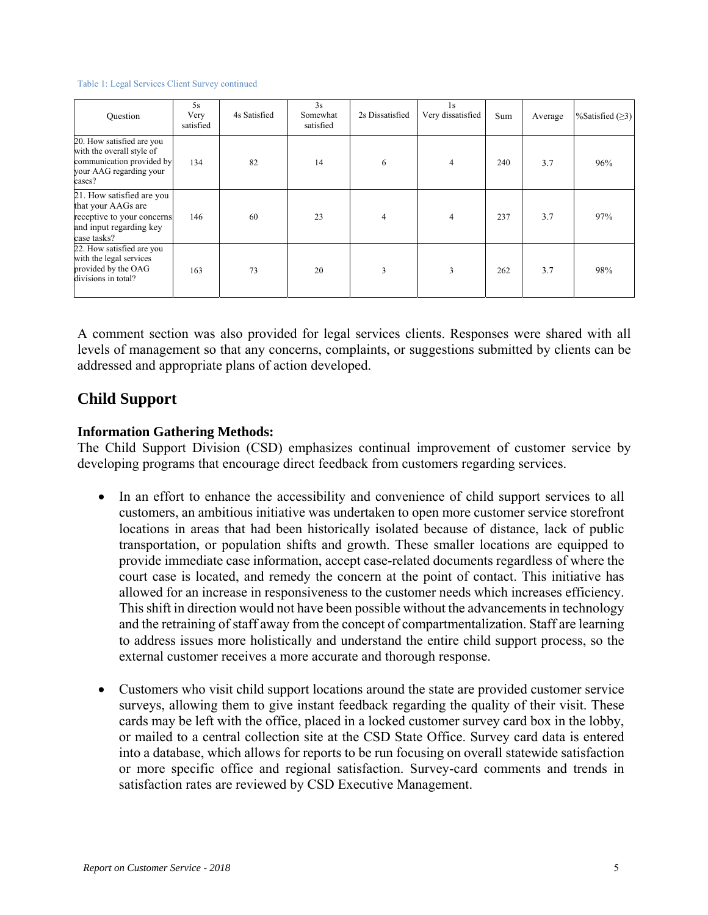Table 1: Legal Services Client Survey continued

| Question | 5s Very satisfied | 4s Satisfied | 3s Somewhat satisfied | 2s Dissatisfied | 1s Very dissatisfied | Sum | Average | %Satisfied (≥3) |
|---|---|---|---|---|---|---|---|---|
| 20. How satisfied are you with the overall style of communication provided by your AAG regarding your cases? | 134 | 82 | 14 | 6 | 4 | 240 | 3.7 | 96% |
| 21. How satisfied are you that your AAGs are receptive to your concerns and input regarding key case tasks? | 146 | 60 | 23 | 4 | 4 | 237 | 3.7 | 97% |
| 22. How satisfied are you with the legal services provided by the OAG divisions in total? | 163 | 73 | 20 | 3 | 3 | 262 | 3.7 | 98% |

A comment section was also provided for legal services clients. Responses were shared with all levels of management so that any concerns, complaints, or suggestions submitted by clients can be addressed and appropriate plans of action developed.

## Child Support

**Information Gathering Methods:**
The Child Support Division (CSD) emphasizes continual improvement of customer service by developing programs that encourage direct feedback from customers regarding services.

- In an effort to enhance the accessibility and convenience of child support services to all customers, an ambitious initiative was undertaken to open more customer service storefront locations in areas that had been historically isolated because of distance, lack of public transportation, or population shifts and growth. These smaller locations are equipped to provide immediate case information, accept case-related documents regardless of where the court case is located, and remedy the concern at the point of contact. This initiative has allowed for an increase in responsiveness to the customer needs which increases efficiency. This shift in direction would not have been possible without the advancements in technology and the retraining of staff away from the concept of compartmentalization. Staff are learning to address issues more holistically and understand the entire child support process, so the external customer receives a more accurate and thorough response.

- Customers who visit child support locations around the state are provided customer service surveys, allowing them to give instant feedback regarding the quality of their visit. These cards may be left with the office, placed in a locked customer survey card box in the lobby, or mailed to a central collection site at the CSD State Office. Survey card data is entered into a database, which allows for reports to be run focusing on overall statewide satisfaction or more specific office and regional satisfaction. Survey-card comments and trends in satisfaction rates are reviewed by CSD Executive Management.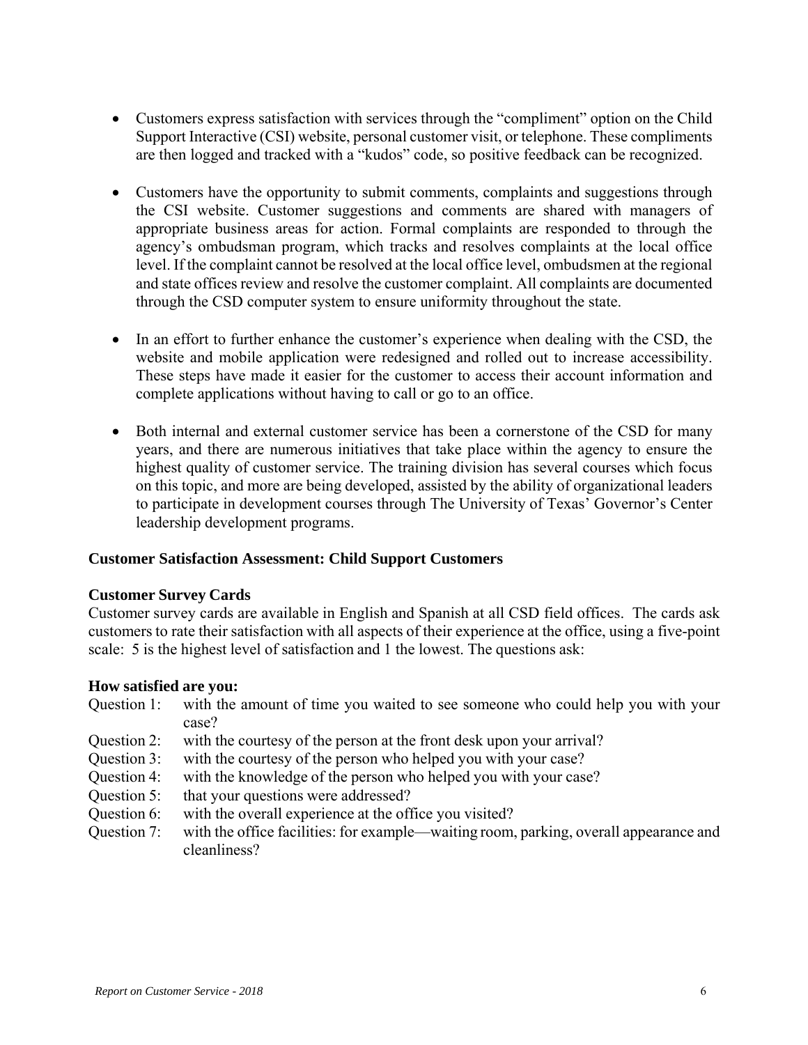- Customers express satisfaction with services through the "compliment" option on the Child Support Interactive (CSI) website, personal customer visit, or telephone. These compliments are then logged and tracked with a "kudos" code, so positive feedback can be recognized.

- Customers have the opportunity to submit comments, complaints and suggestions through the CSI website. Customer suggestions and comments are shared with managers of appropriate business areas for action. Formal complaints are responded to through the agency's ombudsman program, which tracks and resolves complaints at the local office level. If the complaint cannot be resolved at the local office level, ombudsmen at the regional and state offices review and resolve the customer complaint. All complaints are documented through the CSD computer system to ensure uniformity throughout the state.

- In an effort to further enhance the customer's experience when dealing with the CSD, the website and mobile application were redesigned and rolled out to increase accessibility. These steps have made it easier for the customer to access their account information and complete applications without having to call or go to an office.

- Both internal and external customer service has been a cornerstone of the CSD for many years, and there are numerous initiatives that take place within the agency to ensure the highest quality of customer service. The training division has several courses which focus on this topic, and more are being developed, assisted by the ability of organizational leaders to participate in development courses through The University of Texas' Governor's Center leadership development programs.

**Customer Satisfaction Assessment: Child Support Customers**

**Customer Survey Cards**

Customer survey cards are available in English and Spanish at all CSD field offices. The cards ask customers to rate their satisfaction with all aspects of their experience at the office, using a five-point scale: 5 is the highest level of satisfaction and 1 the lowest. The questions ask:

**How satisfied are you:**

Question 1: with the amount of time you waited to see someone who could help you with your case?

Question 2: with the courtesy of the person at the front desk upon your arrival?

Question 3: with the courtesy of the person who helped you with your case?

Question 4: with the knowledge of the person who helped you with your case?

Question 5: that your questions were addressed?

Question 6: with the overall experience at the office you visited?

Question 7: with the office facilities: for example—waiting room, parking, overall appearance and cleanliness?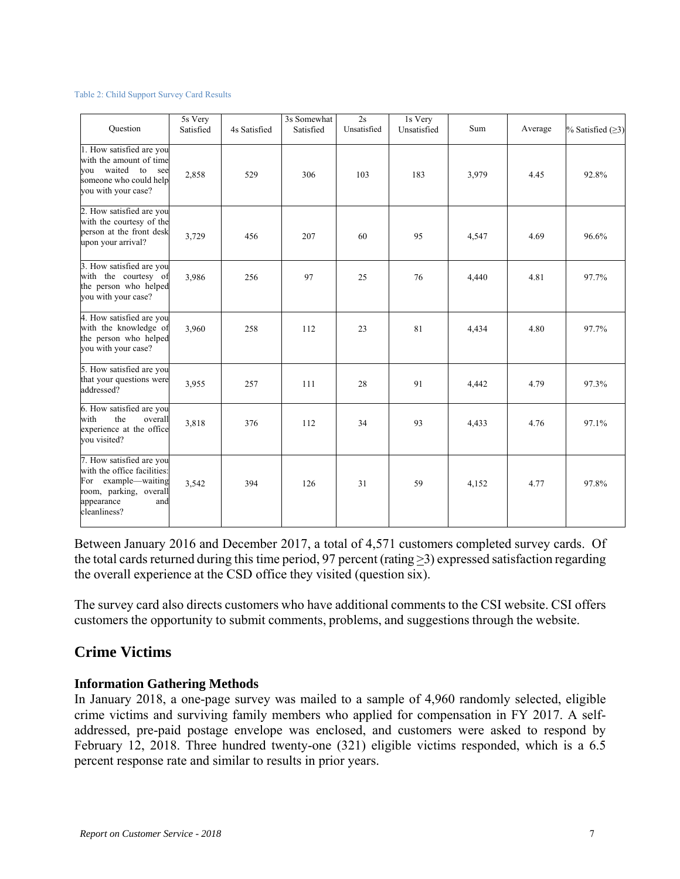Table 2: Child Support Survey Card Results

| Question | 5s Very Satisfied | 4s Satisfied | 3s Somewhat Satisfied | 2s Unsatisfied | 1s Very Unsatisfied | Sum | Average | % Satisfied (≥3) |
|---|---|---|---|---|---|---|---|---|
| 1. How satisfied are you with the amount of time you waited to see someone who could help you with your case? | 2,858 | 529 | 306 | 103 | 183 | 3,979 | 4.45 | 92.8% |
| 2. How satisfied are you with the courtesy of the person at the front desk upon your arrival? | 3,729 | 456 | 207 | 60 | 95 | 4,547 | 4.69 | 96.6% |
| 3. How satisfied are you with the courtesy of the person who helped you with your case? | 3,986 | 256 | 97 | 25 | 76 | 4,440 | 4.81 | 97.7% |
| 4. How satisfied are you with the knowledge of the person who helped you with your case? | 3,960 | 258 | 112 | 23 | 81 | 4,434 | 4.80 | 97.7% |
| 5. How satisfied are you that your questions were addressed? | 3,955 | 257 | 111 | 28 | 91 | 4,442 | 4.79 | 97.3% |
| 6. How satisfied are you with the overall experience at the office you visited? | 3,818 | 376 | 112 | 34 | 93 | 4,433 | 4.76 | 97.1% |
| 7. How satisfied are you with the office facilities: For example—waiting room, parking, overall appearance and cleanliness? | 3,542 | 394 | 126 | 31 | 59 | 4,152 | 4.77 | 97.8% |

Between January 2016 and December 2017, a total of 4,571 customers completed survey cards. Of the total cards returned during this time period, 97 percent (rating ≥3) expressed satisfaction regarding the overall experience at the CSD office they visited (question six).

The survey card also directs customers who have additional comments to the CSI website. CSI offers customers the opportunity to submit comments, problems, and suggestions through the website.

## Crime Victims

### Information Gathering Methods

In January 2018, a one-page survey was mailed to a sample of 4,960 randomly selected, eligible crime victims and surviving family members who applied for compensation in FY 2017. A self-addressed, pre-paid postage envelope was enclosed, and customers were asked to respond by February 12, 2018. Three hundred twenty-one (321) eligible victims responded, which is a 6.5 percent response rate and similar to results in prior years.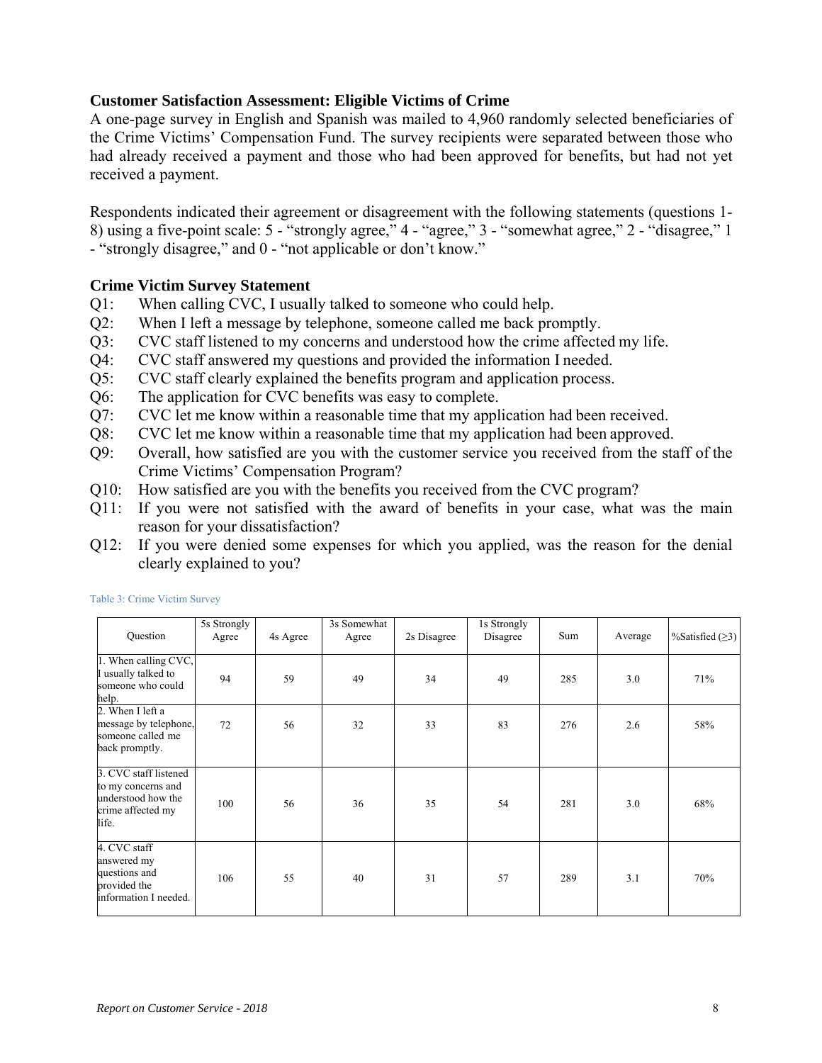**Customer Satisfaction Assessment: Eligible Victims of Crime**

A one-page survey in English and Spanish was mailed to 4,960 randomly selected beneficiaries of the Crime Victims' Compensation Fund. The survey recipients were separated between those who had already received a payment and those who had been approved for benefits, but had not yet received a payment.

Respondents indicated their agreement or disagreement with the following statements (questions 1-8) using a five-point scale: 5 - "strongly agree," 4 - "agree," 3 - "somewhat agree," 2 - "disagree," 1 - "strongly disagree," and 0 - "not applicable or don't know."

**Crime Victim Survey Statement**

Q1: When calling CVC, I usually talked to someone who could help.
Q2: When I left a message by telephone, someone called me back promptly.
Q3: CVC staff listened to my concerns and understood how the crime affected my life.
Q4: CVC staff answered my questions and provided the information I needed.
Q5: CVC staff clearly explained the benefits program and application process.
Q6: The application for CVC benefits was easy to complete.
Q7: CVC let me know within a reasonable time that my application had been received.
Q8: CVC let me know within a reasonable time that my application had been approved.
Q9: Overall, how satisfied are you with the customer service you received from the staff of the Crime Victims' Compensation Program?
Q10: How satisfied are you with the benefits you received from the CVC program?
Q11: If you were not satisfied with the award of benefits in your case, what was the main reason for your dissatisfaction?
Q12: If you were denied some expenses for which you applied, was the reason for the denial clearly explained to you?

Table 3: Crime Victim Survey

| Question | 5s Strongly Agree | 4s Agree | 3s Somewhat Agree | 2s Disagree | 1s Strongly Disagree | Sum | Average | %Satisfied (≥3) |
|---|---|---|---|---|---|---|---|---|
| 1. When calling CVC, I usually talked to someone who could help. | 94 | 59 | 49 | 34 | 49 | 285 | 3.0 | 71% |
| 2. When I left a message by telephone, someone called me back promptly. | 72 | 56 | 32 | 33 | 83 | 276 | 2.6 | 58% |
| 3. CVC staff listened to my concerns and understood how the crime affected my life. | 100 | 56 | 36 | 35 | 54 | 281 | 3.0 | 68% |
| 4. CVC staff answered my questions and provided the information I needed. | 106 | 55 | 40 | 31 | 57 | 289 | 3.1 | 70% |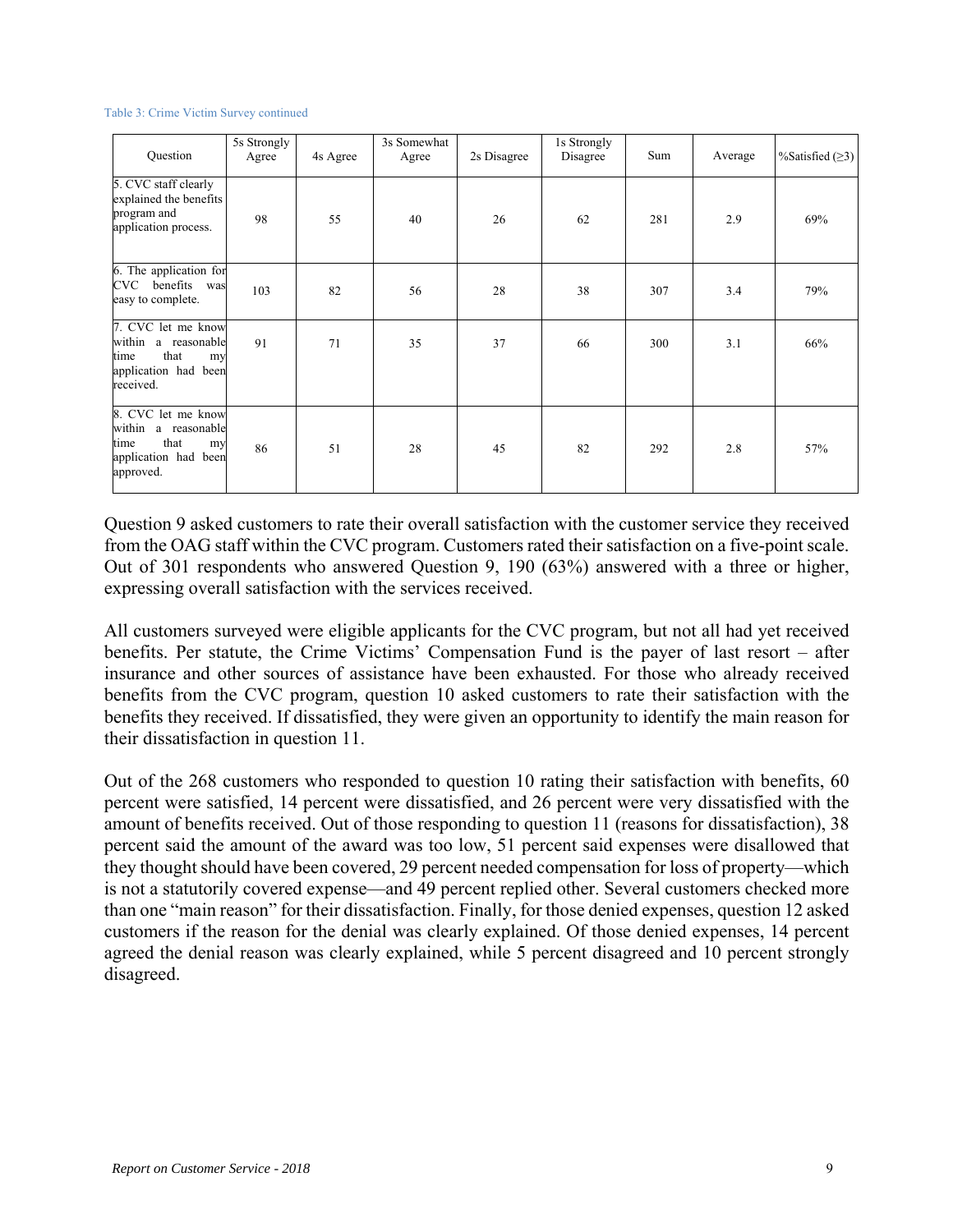Table 3: Crime Victim Survey continued

| Question | 5s Strongly Agree | 4s Agree | 3s Somewhat Agree | 2s Disagree | 1s Strongly Disagree | Sum | Average | %Satisfied (≥3) |
|---|---|---|---|---|---|---|---|---|
| 5. CVC staff clearly explained the benefits program and application process. | 98 | 55 | 40 | 26 | 62 | 281 | 2.9 | 69% |
| 6. The application for CVC benefits was easy to complete. | 103 | 82 | 56 | 28 | 38 | 307 | 3.4 | 79% |
| 7. CVC let me know within a reasonable time that my application had been received. | 91 | 71 | 35 | 37 | 66 | 300 | 3.1 | 66% |
| 8. CVC let me know within a reasonable time that my application had been approved. | 86 | 51 | 28 | 45 | 82 | 292 | 2.8 | 57% |

Question 9 asked customers to rate their overall satisfaction with the customer service they received from the OAG staff within the CVC program. Customers rated their satisfaction on a five-point scale. Out of 301 respondents who answered Question 9, 190 (63%) answered with a three or higher, expressing overall satisfaction with the services received.

All customers surveyed were eligible applicants for the CVC program, but not all had yet received benefits. Per statute, the Crime Victims' Compensation Fund is the payer of last resort – after insurance and other sources of assistance have been exhausted. For those who already received benefits from the CVC program, question 10 asked customers to rate their satisfaction with the benefits they received. If dissatisfied, they were given an opportunity to identify the main reason for their dissatisfaction in question 11.

Out of the 268 customers who responded to question 10 rating their satisfaction with benefits, 60 percent were satisfied, 14 percent were dissatisfied, and 26 percent were very dissatisfied with the amount of benefits received. Out of those responding to question 11 (reasons for dissatisfaction), 38 percent said the amount of the award was too low, 51 percent said expenses were disallowed that they thought should have been covered, 29 percent needed compensation for loss of property—which is not a statutorily covered expense—and 49 percent replied other. Several customers checked more than one "main reason" for their dissatisfaction. Finally, for those denied expenses, question 12 asked customers if the reason for the denial was clearly explained. Of those denied expenses, 14 percent agreed the denial reason was clearly explained, while 5 percent disagreed and 10 percent strongly disagreed.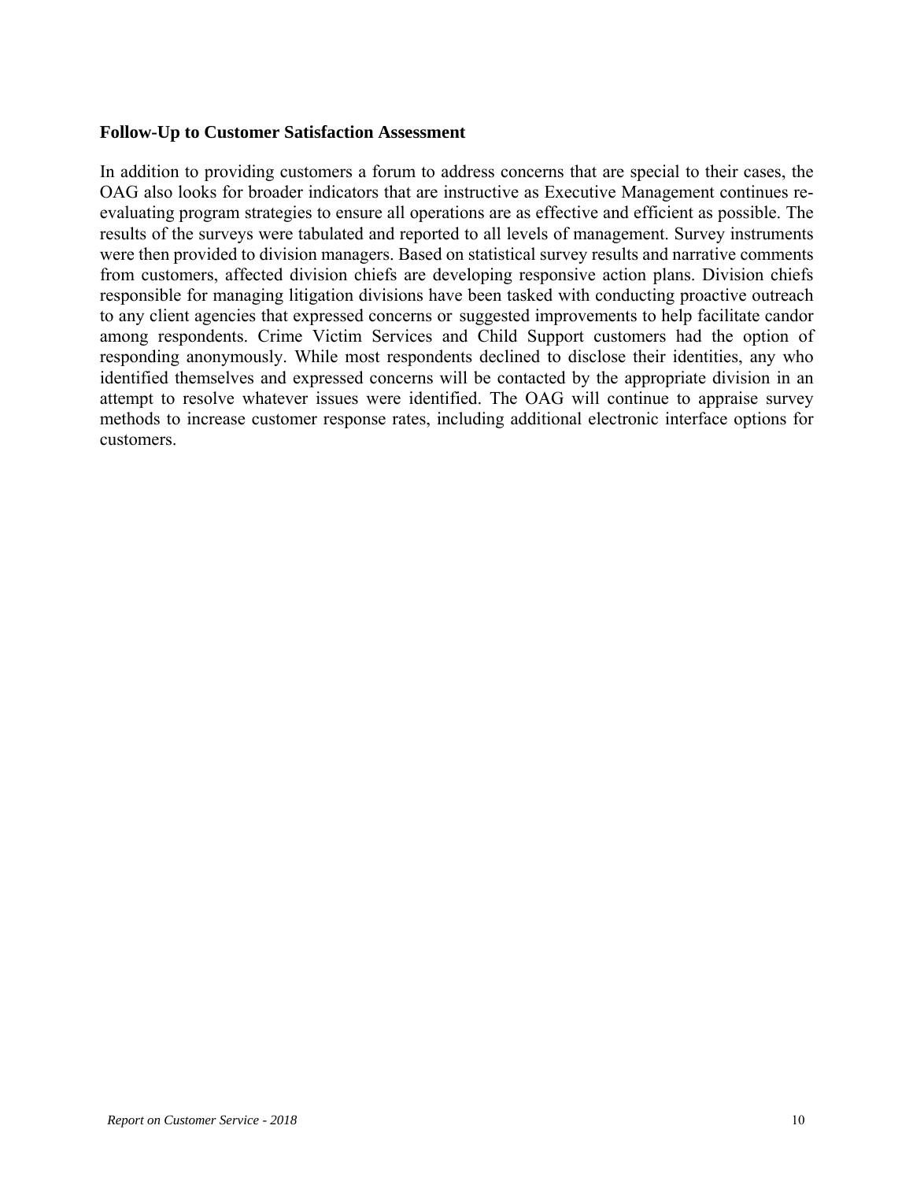**Follow-Up to Customer Satisfaction Assessment**

In addition to providing customers a forum to address concerns that are special to their cases, the OAG also looks for broader indicators that are instructive as Executive Management continues re-evaluating program strategies to ensure all operations are as effective and efficient as possible. The results of the surveys were tabulated and reported to all levels of management. Survey instruments were then provided to division managers. Based on statistical survey results and narrative comments from customers, affected division chiefs are developing responsive action plans. Division chiefs responsible for managing litigation divisions have been tasked with conducting proactive outreach to any client agencies that expressed concerns or suggested improvements to help facilitate candor among respondents. Crime Victim Services and Child Support customers had the option of responding anonymously. While most respondents declined to disclose their identities, any who identified themselves and expressed concerns will be contacted by the appropriate division in an attempt to resolve whatever issues were identified. The OAG will continue to appraise survey methods to increase customer response rates, including additional electronic interface options for customers.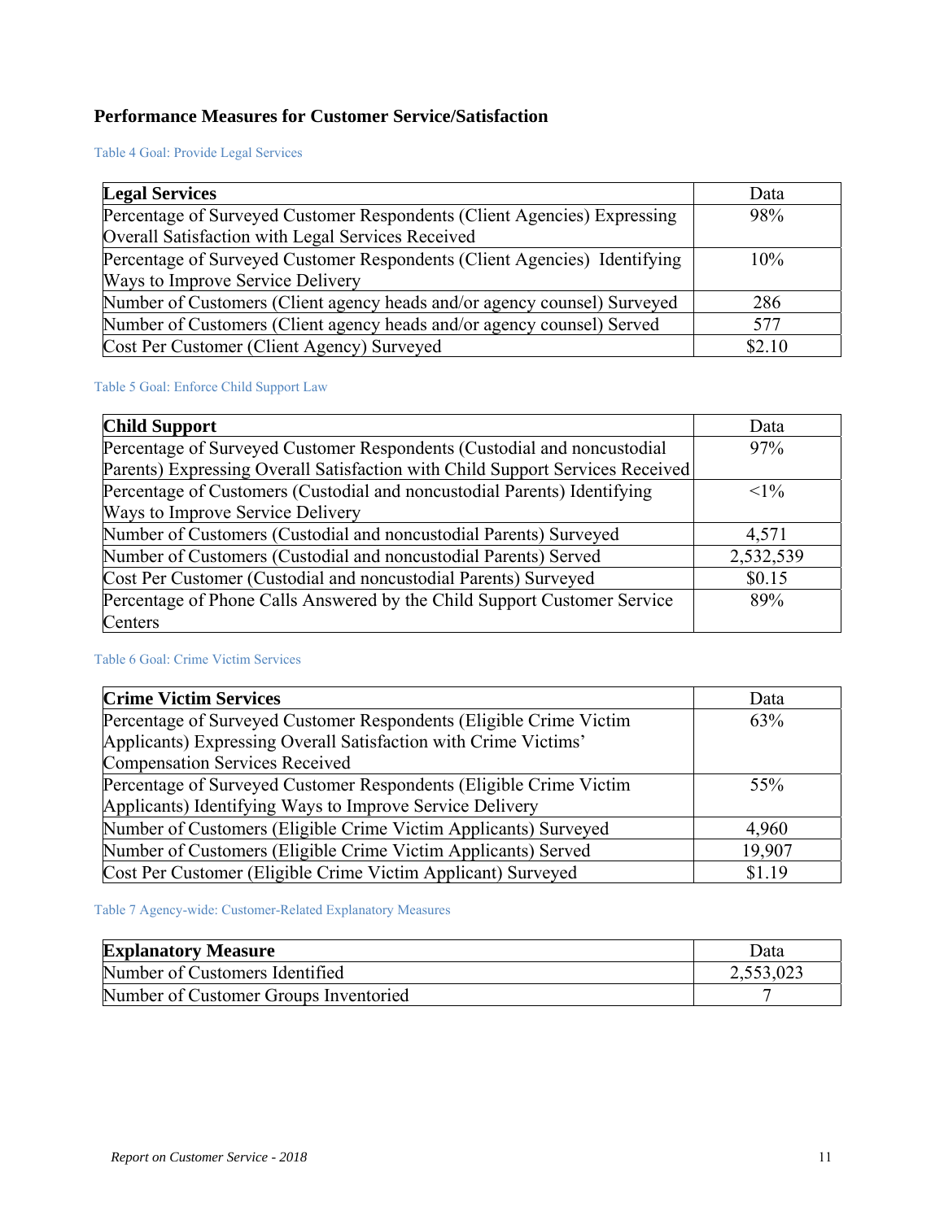### Performance Measures for Customer Service/Satisfaction

Table 4 Goal: Provide Legal Services

| **Legal Services** | Data |
|---|---|
| Percentage of Surveyed Customer Respondents (Client Agencies) Expressing Overall Satisfaction with Legal Services Received | 98% |
| Percentage of Surveyed Customer Respondents (Client Agencies) Identifying Ways to Improve Service Delivery | 10% |
| Number of Customers (Client agency heads and/or agency counsel) Surveyed | 286 |
| Number of Customers (Client agency heads and/or agency counsel) Served | 577 |
| Cost Per Customer (Client Agency) Surveyed | $2.10 |

Table 5 Goal: Enforce Child Support Law

| **Child Support** | Data |
|---|---|
| Percentage of Surveyed Customer Respondents (Custodial and noncustodial Parents) Expressing Overall Satisfaction with Child Support Services Received | 97% |
| Percentage of Customers (Custodial and noncustodial Parents) Identifying Ways to Improve Service Delivery | <1% |
| Number of Customers (Custodial and noncustodial Parents) Surveyed | 4,571 |
| Number of Customers (Custodial and noncustodial Parents) Served | 2,532,539 |
| Cost Per Customer (Custodial and noncustodial Parents) Surveyed | $0.15 |
| Percentage of Phone Calls Answered by the Child Support Customer Service Centers | 89% |

Table 6 Goal: Crime Victim Services

| **Crime Victim Services** | Data |
|---|---|
| Percentage of Surveyed Customer Respondents (Eligible Crime Victim Applicants) Expressing Overall Satisfaction with Crime Victims' Compensation Services Received | 63% |
| Percentage of Surveyed Customer Respondents (Eligible Crime Victim Applicants) Identifying Ways to Improve Service Delivery | 55% |
| Number of Customers (Eligible Crime Victim Applicants) Surveyed | 4,960 |
| Number of Customers (Eligible Crime Victim Applicants) Served | 19,907 |
| Cost Per Customer (Eligible Crime Victim Applicant) Surveyed | $1.19 |

Table 7 Agency-wide: Customer-Related Explanatory Measures

| **Explanatory Measure** | Data |
|---|---|
| Number of Customers Identified | 2,553,023 |
| Number of Customer Groups Inventoried | 7 |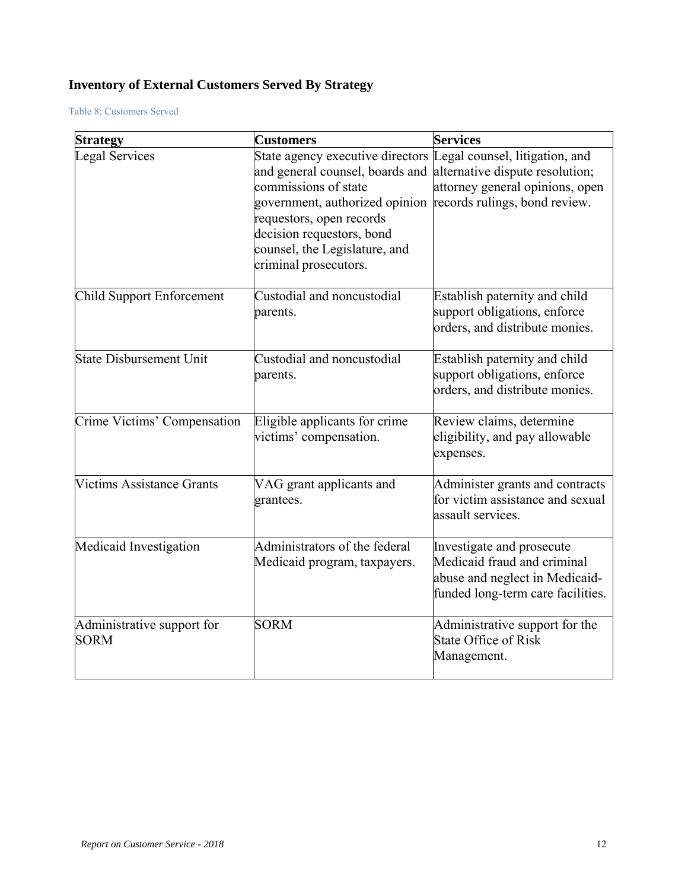### Inventory of External Customers Served By Strategy

Table 8: Customers Served

| Strategy | Customers | Services |
|---|---|---|
| Legal Services | State agency executive directors and general counsel, boards and commissions of state government, authorized opinion requestors, open records decision requestors, bond counsel, the Legislature, and criminal prosecutors. | Legal counsel, litigation, and alternative dispute resolution; attorney general opinions, open records rulings, bond review. |
| Child Support Enforcement | Custodial and noncustodial parents. | Establish paternity and child support obligations, enforce orders, and distribute monies. |
| State Disbursement Unit | Custodial and noncustodial parents. | Establish paternity and child support obligations, enforce orders, and distribute monies. |
| Crime Victims' Compensation | Eligible applicants for crime victims' compensation. | Review claims, determine eligibility, and pay allowable expenses. |
| Victims Assistance Grants | VAG grant applicants and grantees. | Administer grants and contracts for victim assistance and sexual assault services. |
| Medicaid Investigation | Administrators of the federal Medicaid program, taxpayers. | Investigate and prosecute Medicaid fraud and criminal abuse and neglect in Medicaid-funded long-term care facilities. |
| Administrative support for SORM | SORM | Administrative support for the State Office of Risk Management. |